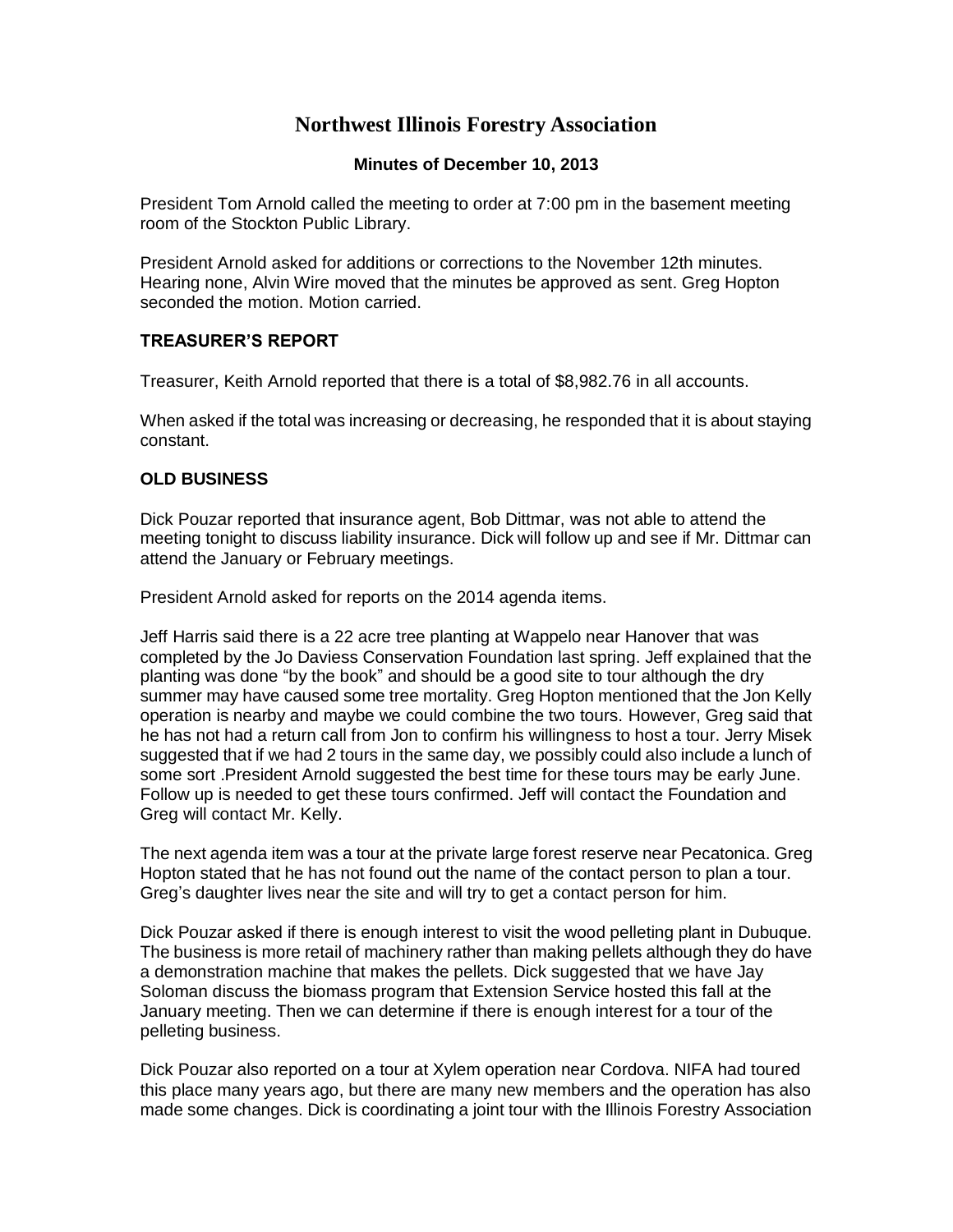# Northwest Illinois Forestry Association

## Minutes of December 10, 2013

President Tom Arnold called the meeting to order at 7:00 pm in the basement meeting room of the Stockton Public Library.

President Arnold asked for additions or corrections to the November 12th minutes. Hearing none, Alvin Wire moved that the minutes be approved as sent. Greg Hopton seconded the motion. Motion carried.

### TREASURER'S REPORT

Treasurer, Keith Arnold reported that there is a total of $8,982.76 in all accounts.

When asked if the total was increasing or decreasing, he responded that it is about staying constant.

### OLD BUSINESS

Dick Pouzar reported that insurance agent, Bob Dittmar, was not able to attend the meeting tonight to discuss liability insurance. Dick will follow up and see if Mr. Dittmar can attend the January or February meetings.

President Arnold asked for reports on the 2014 agenda items.

Jeff Harris said there is a 22 acre tree planting at Wappelo near Hanover that was completed by the Jo Daviess Conservation Foundation last spring. Jeff explained that the planting was done "by the book" and should be a good site to tour although the dry summer may have caused some tree mortality. Greg Hopton mentioned that the Jon Kelly operation is nearby and maybe we could combine the two tours. However, Greg said that he has not had a return call from Jon to confirm his willingness to host a tour. Jerry Misek suggested that if we had 2 tours in the same day, we possibly could also include a lunch of some sort .President Arnold suggested the best time for these tours may be early June. Follow up is needed to get these tours confirmed. Jeff will contact the Foundation and Greg will contact Mr. Kelly.

The next agenda item was a tour at the private large forest reserve near Pecatonica. Greg Hopton stated that he has not found out the name of the contact person to plan a tour. Greg's daughter lives near the site and will try to get a contact person for him.

Dick Pouzar asked if there is enough interest to visit the wood pelleting plant in Dubuque. The business is more retail of machinery rather than making pellets although they do have a demonstration machine that makes the pellets. Dick suggested that we have Jay Soloman discuss the biomass program that Extension Service hosted this fall at the January meeting. Then we can determine if there is enough interest for a tour of the pelleting business.

Dick Pouzar also reported on a tour at Xylem operation near Cordova. NIFA had toured this place many years ago, but there are many new members and the operation has also made some changes. Dick is coordinating a joint tour with the Illinois Forestry Association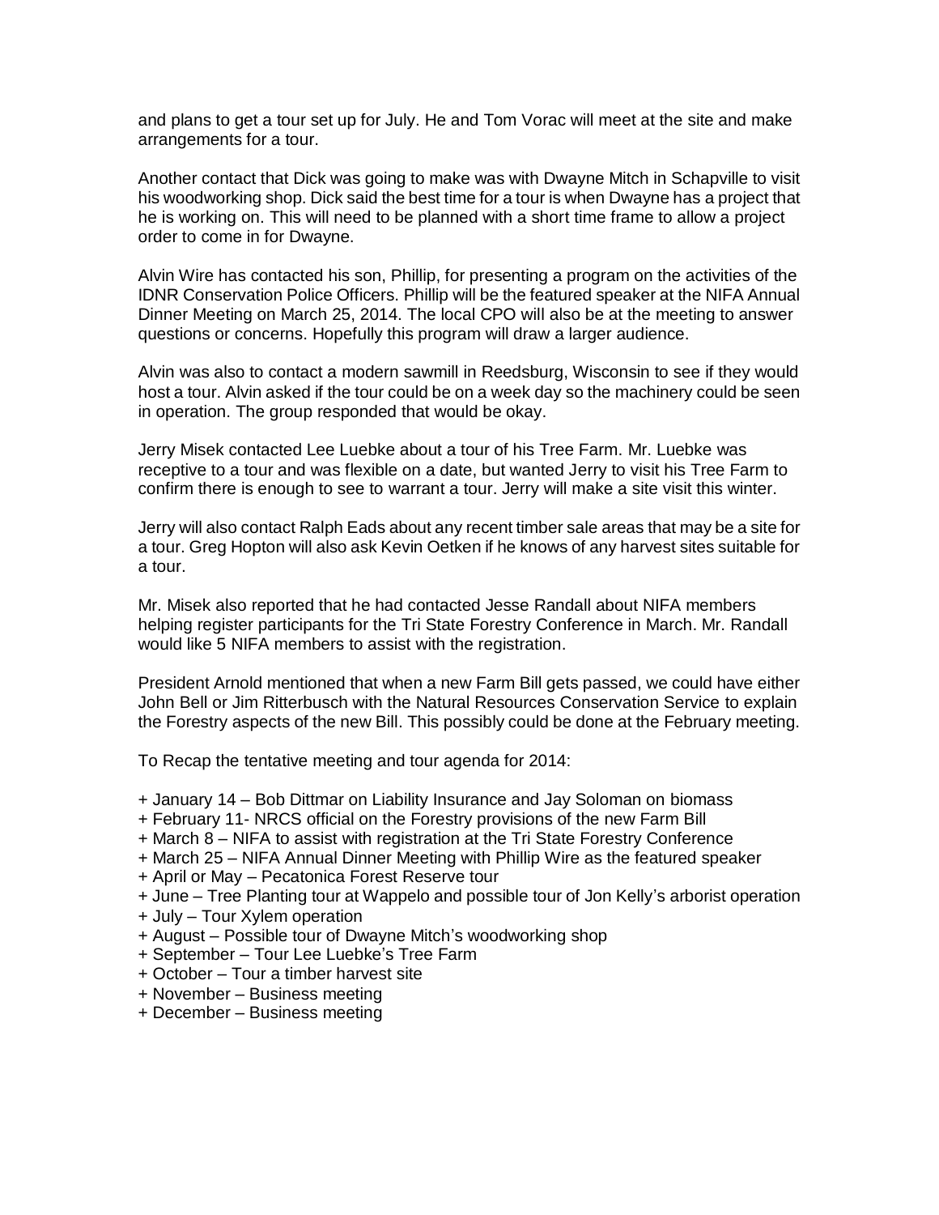and plans to get a tour set up for July. He and Tom Vorac will meet at the site and make arrangements for a tour.

Another contact that Dick was going to make was with Dwayne Mitch in Schapville to visit his woodworking shop. Dick said the best time for a tour is when Dwayne has a project that he is working on. This will need to be planned with a short time frame to allow a project order to come in for Dwayne.

Alvin Wire has contacted his son, Phillip, for presenting a program on the activities of the IDNR Conservation Police Officers. Phillip will be the featured speaker at the NIFA Annual Dinner Meeting on March 25, 2014. The local CPO will also be at the meeting to answer questions or concerns. Hopefully this program will draw a larger audience.

Alvin was also to contact a modern sawmill in Reedsburg, Wisconsin to see if they would host a tour. Alvin asked if the tour could be on a week day so the machinery could be seen in operation. The group responded that would be okay.

Jerry Misek contacted Lee Luebke about a tour of his Tree Farm. Mr. Luebke was receptive to a tour and was flexible on a date, but wanted Jerry to visit his Tree Farm to confirm there is enough to see to warrant a tour. Jerry will make a site visit this winter.

Jerry will also contact Ralph Eads about any recent timber sale areas that may be a site for a tour. Greg Hopton will also ask Kevin Oetken if he knows of any harvest sites suitable for a tour.

Mr. Misek also reported that he had contacted Jesse Randall about NIFA members helping register participants for the Tri State Forestry Conference in March. Mr. Randall would like 5 NIFA members to assist with the registration.

President Arnold mentioned that when a new Farm Bill gets passed, we could have either John Bell or Jim Ritterbusch with the Natural Resources Conservation Service to explain the Forestry aspects of the new Bill. This possibly could be done at the February meeting.

To Recap the tentative meeting and tour agenda for 2014:

+ January 14 – Bob Dittmar on Liability Insurance and Jay Soloman on biomass
+ February 11- NRCS official on the Forestry provisions of the new Farm Bill
+ March 8 – NIFA to assist with registration at the Tri State Forestry Conference
+ March 25 – NIFA Annual Dinner Meeting with Phillip Wire as the featured speaker
+ April or May – Pecatonica Forest Reserve tour
+ June – Tree Planting tour at Wappelo and possible tour of Jon Kelly's arborist operation
+ July – Tour Xylem operation
+ August – Possible tour of Dwayne Mitch's woodworking shop
+ September – Tour Lee Luebke's Tree Farm
+ October – Tour a timber harvest site
+ November – Business meeting
+ December – Business meeting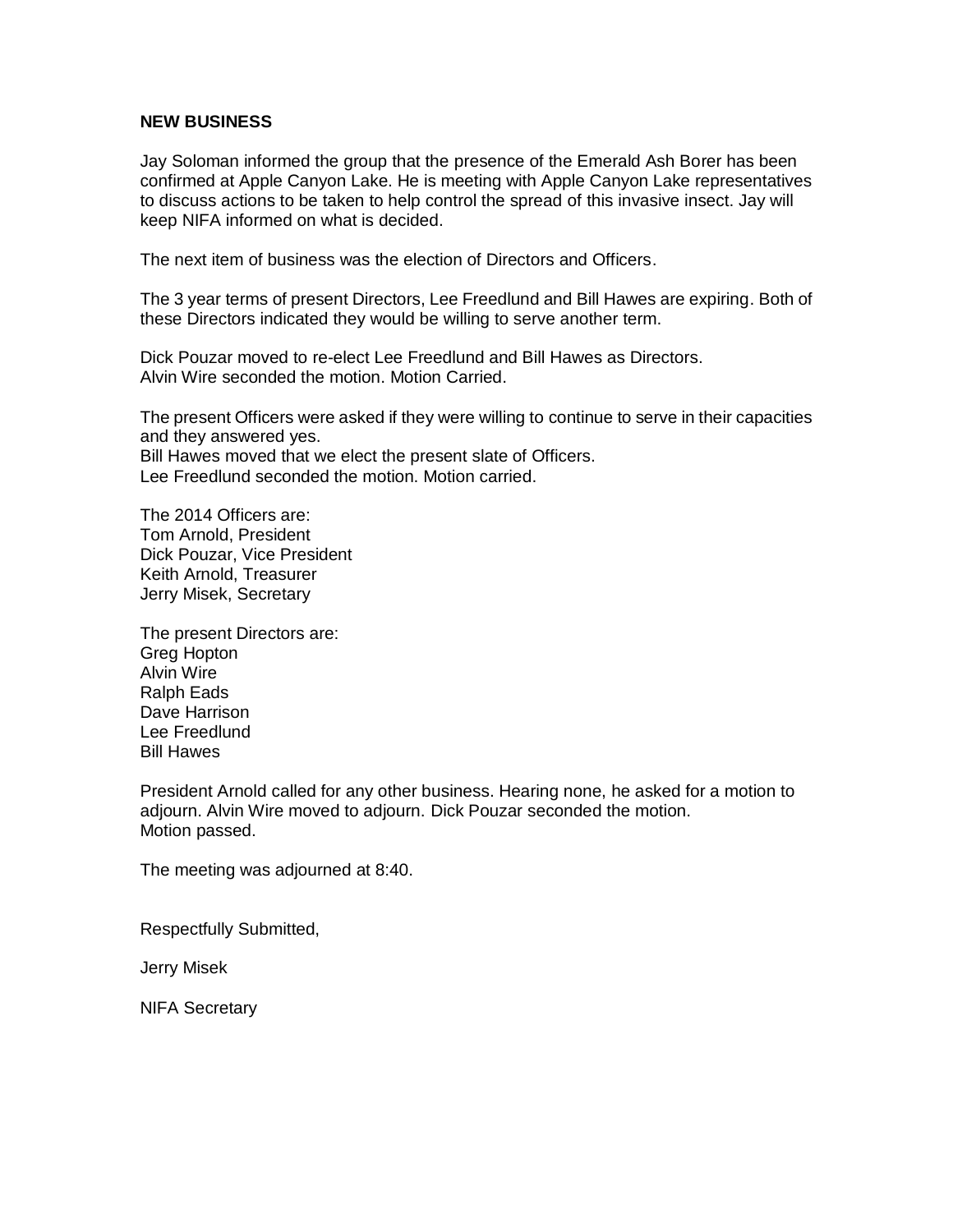**NEW BUSINESS**

Jay Soloman informed the group that the presence of the Emerald Ash Borer has been confirmed at Apple Canyon Lake. He is meeting with Apple Canyon Lake representatives to discuss actions to be taken to help control the spread of this invasive insect. Jay will keep NIFA informed on what is decided.

The next item of business was the election of Directors and Officers.

The 3 year terms of present Directors, Lee Freedlund and Bill Hawes are expiring. Both of these Directors indicated they would be willing to serve another term.

Dick Pouzar moved to re-elect Lee Freedlund and Bill Hawes as Directors.
Alvin Wire seconded the motion. Motion Carried.

The present Officers were asked if they were willing to continue to serve in their capacities and they answered yes.
Bill Hawes moved that we elect the present slate of Officers.
Lee Freedlund seconded the motion. Motion carried.

The 2014 Officers are:
Tom Arnold, President
Dick Pouzar, Vice President
Keith Arnold, Treasurer
Jerry Misek, Secretary

The present Directors are:
Greg Hopton
Alvin Wire
Ralph Eads
Dave Harrison
Lee Freedlund
Bill Hawes

President Arnold called for any other business. Hearing none, he asked for a motion to adjourn. Alvin Wire moved to adjourn. Dick Pouzar seconded the motion.
Motion passed.

The meeting was adjourned at 8:40.

Respectfully Submitted,

Jerry Misek

NIFA Secretary